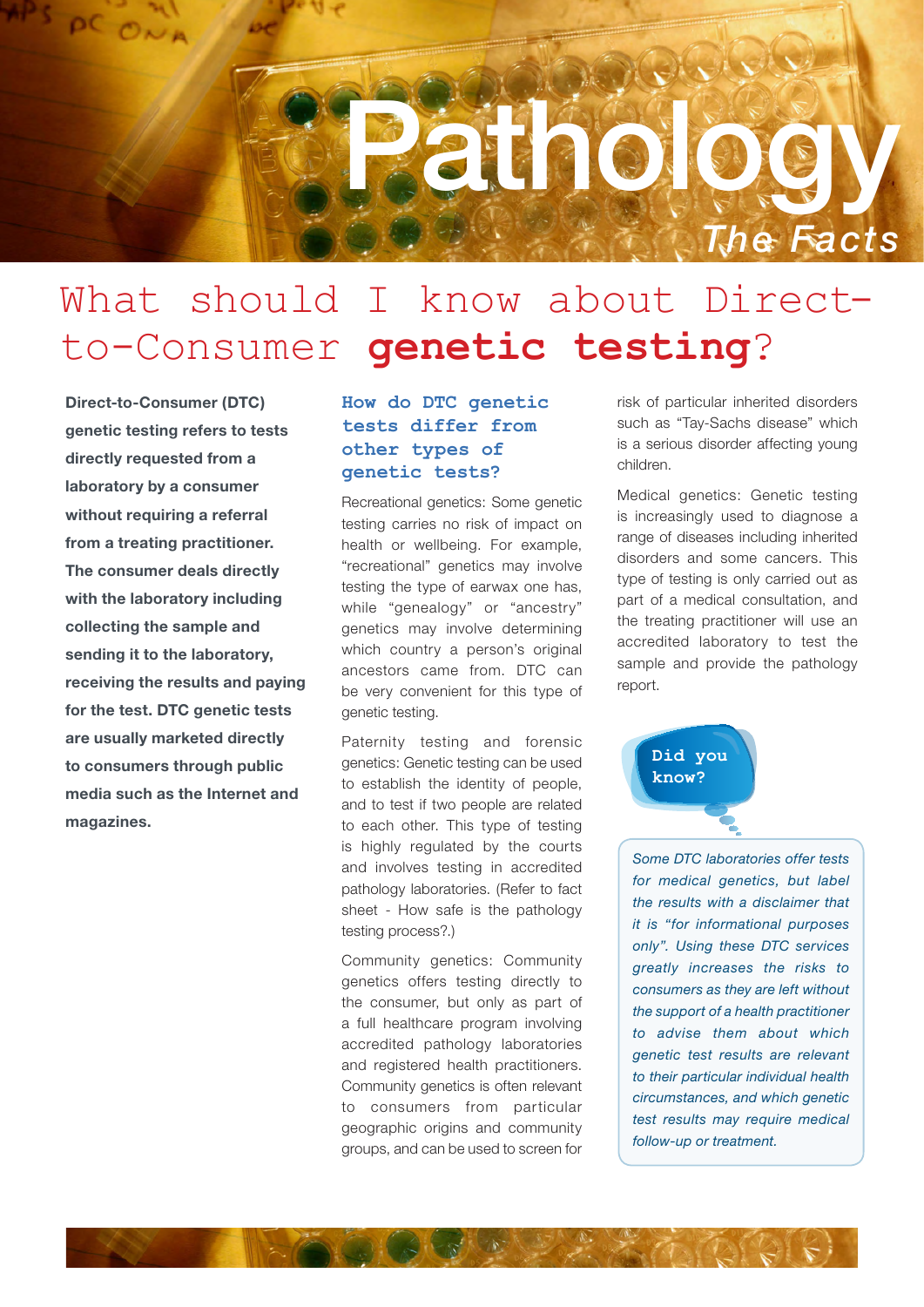# Pathology

*The Facts*

## What should I know about Direct-to-Consumer **genetic testing**?

**Direct-to-Consumer (DTC) genetic testing refers to tests directly requested from a laboratory by a consumer without requiring a referral from a treating practitioner. The consumer deals directly with the laboratory including collecting the sample and sending it to the laboratory, receiving the results and paying for the test. DTC genetic tests are usually marketed directly to consumers through public media such as the Internet and magazines.**

### How do DTC genetic tests differ from other types of genetic tests?

Recreational genetics: Some genetic testing carries no risk of impact on health or wellbeing. For example, "recreational" genetics may involve testing the type of earwax one has, while "genealogy" or "ancestry" genetics may involve determining which country a person's original ancestors came from. DTC can be very convenient for this type of genetic testing.

Paternity testing and forensic genetics: Genetic testing can be used to establish the identity of people, and to test if two people are related to each other. This type of testing is highly regulated by the courts and involves testing in accredited pathology laboratories. (Refer to fact sheet - How safe is the pathology testing process?.)

Community genetics: Community genetics offers testing directly to the consumer, but only as part of a full healthcare program involving accredited pathology laboratories and registered health practitioners. Community genetics is often relevant to consumers from particular geographic origins and community groups, and can be used to screen for risk of particular inherited disorders such as "Tay-Sachs disease" which is a serious disorder affecting young children.

Medical genetics: Genetic testing is increasingly used to diagnose a range of diseases including inherited disorders and some cancers. This type of testing is only carried out as part of a medical consultation, and the treating practitioner will use an accredited laboratory to test the sample and provide the pathology report.

**Did you know?**

*Some DTC laboratories offer tests for medical genetics, but label the results with a disclaimer that it is "for informational purposes only". Using these DTC services greatly increases the risks to consumers as they are left without the support of a health practitioner to advise them about which genetic test results are relevant to their particular individual health circumstances, and which genetic test results may require medical follow-up or treatment.*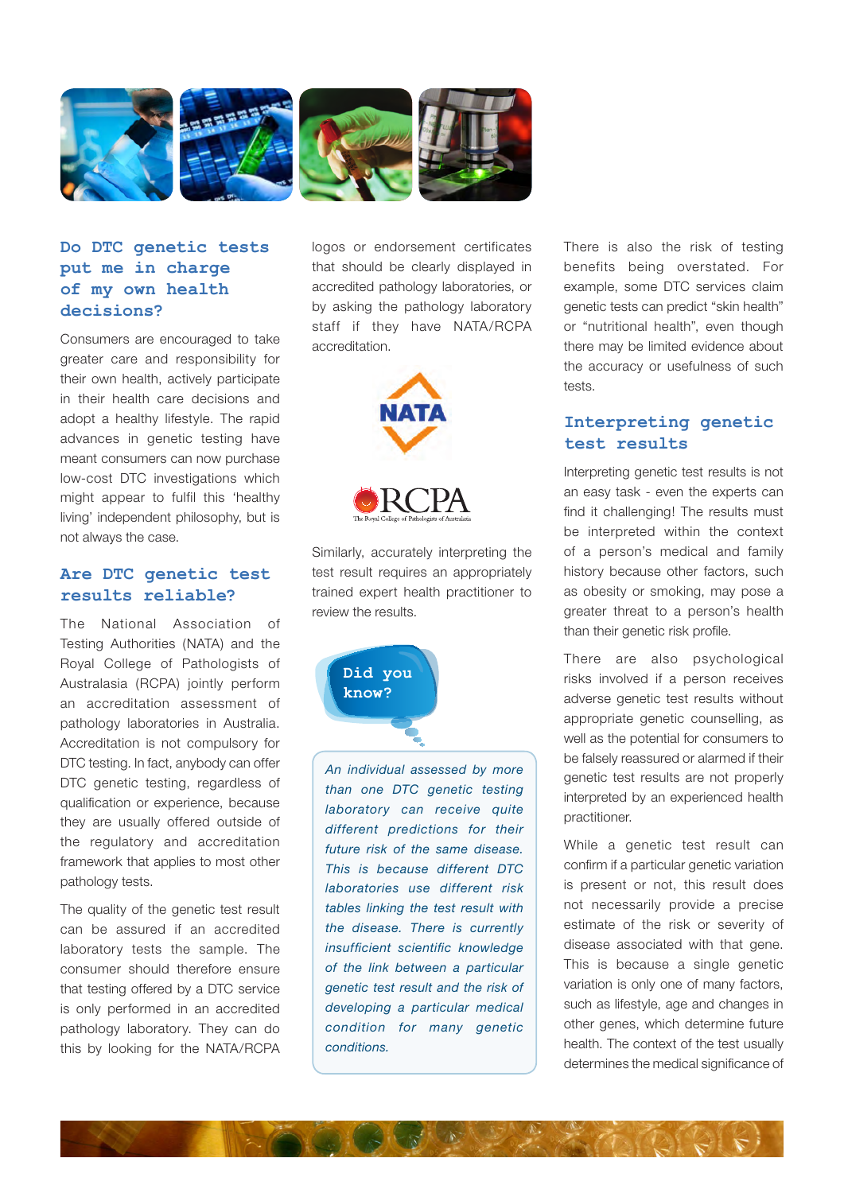## Do DTC genetic tests put me in charge of my own health decisions?

Consumers are encouraged to take greater care and responsibility for their own health, actively participate in their health care decisions and adopt a healthy lifestyle. The rapid advances in genetic testing have meant consumers can now purchase low-cost DTC investigations which might appear to fulfil this 'healthy living' independent philosophy, but is not always the case.

## Are DTC genetic test results reliable?

The National Association of Testing Authorities (NATA) and the Royal College of Pathologists of Australasia (RCPA) jointly perform an accreditation assessment of pathology laboratories in Australia. Accreditation is not compulsory for DTC testing. In fact, anybody can offer DTC genetic testing, regardless of qualification or experience, because they are usually offered outside of the regulatory and accreditation framework that applies to most other pathology tests.

The quality of the genetic test result can be assured if an accredited laboratory tests the sample. The consumer should therefore ensure that testing offered by a DTC service is only performed in an accredited pathology laboratory. They can do this by looking for the NATA/RCPA logos or endorsement certificates that should be clearly displayed in accredited pathology laboratories, or by asking the pathology laboratory staff if they have NATA/RCPA accreditation.

Similarly, accurately interpreting the test result requires an appropriately trained expert health practitioner to review the results.

**Did you know?**

*An individual assessed by more than one DTC genetic testing laboratory can receive quite different predictions for their future risk of the same disease. This is because different DTC laboratories use different risk tables linking the test result with the disease. There is currently insufficient scientific knowledge of the link between a particular genetic test result and the risk of developing a particular medical condition for many genetic conditions.*

There is also the risk of testing benefits being overstated. For example, some DTC services claim genetic tests can predict "skin health" or "nutritional health", even though there may be limited evidence about the accuracy or usefulness of such tests.

## Interpreting genetic test results

Interpreting genetic test results is not an easy task - even the experts can find it challenging! The results must be interpreted within the context of a person's medical and family history because other factors, such as obesity or smoking, may pose a greater threat to a person's health than their genetic risk profile.

There are also psychological risks involved if a person receives adverse genetic test results without appropriate genetic counselling, as well as the potential for consumers to be falsely reassured or alarmed if their genetic test results are not properly interpreted by an experienced health practitioner.

While a genetic test result can confirm if a particular genetic variation is present or not, this result does not necessarily provide a precise estimate of the risk or severity of disease associated with that gene. This is because a single genetic variation is only one of many factors, such as lifestyle, age and changes in other genes, which determine future health. The context of the test usually determines the medical significance of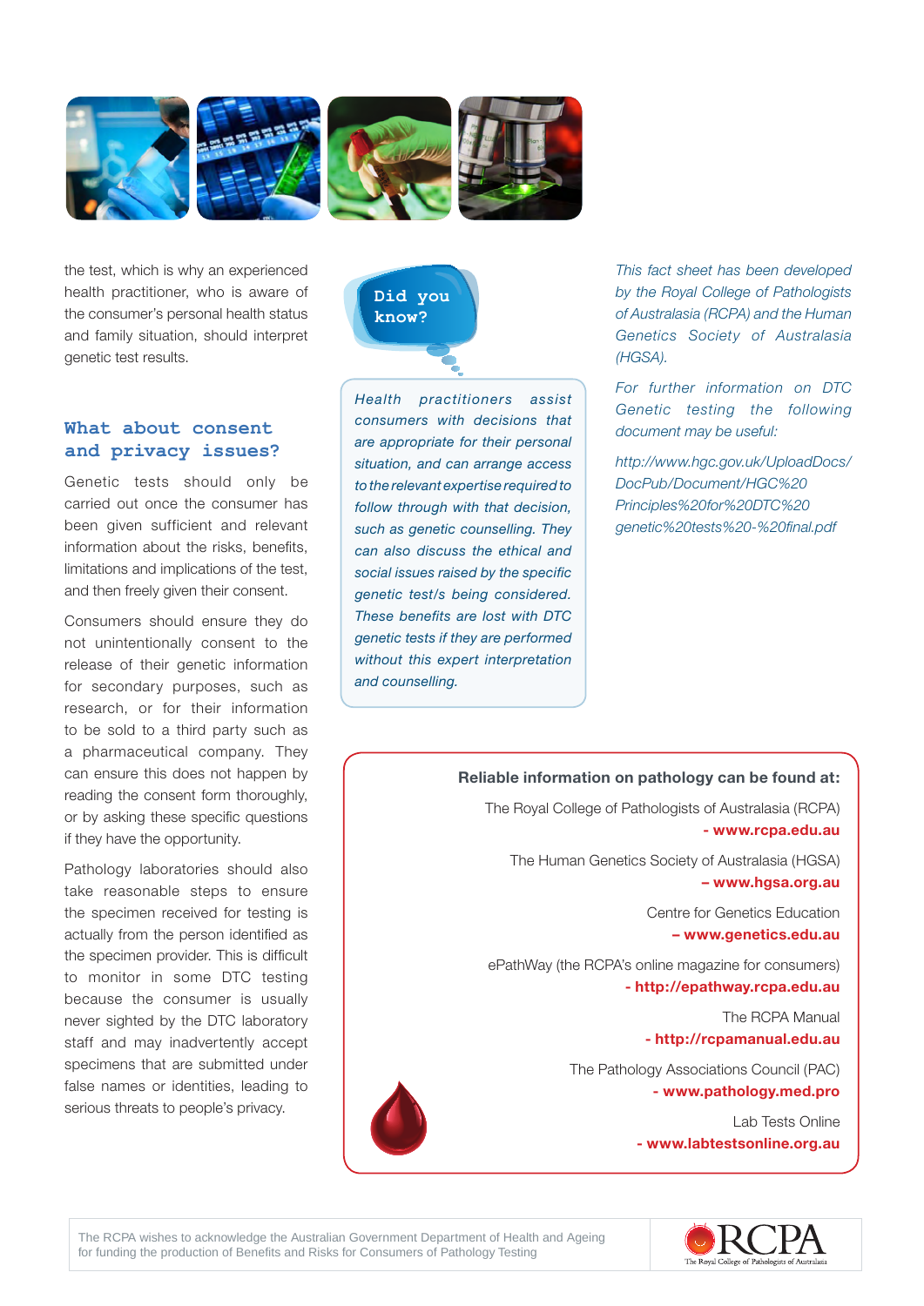the test, which is why an experienced health practitioner, who is aware of the consumer's personal health status and family situation, should interpret genetic test results.

## What about consent and privacy issues?

Genetic tests should only be carried out once the consumer has been given sufficient and relevant information about the risks, benefits, limitations and implications of the test, and then freely given their consent.

Consumers should ensure they do not unintentionally consent to the release of their genetic information for secondary purposes, such as research, or for their information to be sold to a third party such as a pharmaceutical company. They can ensure this does not happen by reading the consent form thoroughly, or by asking these specific questions if they have the opportunity.

Pathology laboratories should also take reasonable steps to ensure the specimen received for testing is actually from the person identified as the specimen provider. This is difficult to monitor in some DTC testing because the consumer is usually never sighted by the DTC laboratory staff and may inadvertently accept specimens that are submitted under false names or identities, leading to serious threats to people's privacy.

**Did you know?**

*Health practitioners assist consumers with decisions that are appropriate for their personal situation, and can arrange access to the relevant expertise required to follow through with that decision, such as genetic counselling. They can also discuss the ethical and social issues raised by the specific genetic test/s being considered. These benefits are lost with DTC genetic tests if they are performed without this expert interpretation and counselling.*

*This fact sheet has been developed by the Royal College of Pathologists of Australasia (RCPA) and the Human Genetics Society of Australasia (HGSA).*

*For further information on DTC Genetic testing the following document may be useful:*

*http://www.hgc.gov.uk/UploadDocs/DocPub/Document/HGC%20Principles%20for%20DTC%20genetic%20tests%20-%20final.pdf*

**Reliable information on pathology can be found at:**

The Royal College of Pathologists of Australasia (RCPA)
**- www.rcpa.edu.au**

The Human Genetics Society of Australasia (HGSA)
**– www.hgsa.org.au**

Centre for Genetics Education
**– www.genetics.edu.au**

ePathWay (the RCPA's online magazine for consumers)
**- http://epathway.rcpa.edu.au**

The RCPA Manual
**- http://rcpamanual.edu.au**

The Pathology Associations Council (PAC)
**- www.pathology.med.pro**

Lab Tests Online
**- www.labtestsonline.org.au**

The RCPA wishes to acknowledge the Australian Government Department of Health and Ageing for funding the production of Benefits and Risks for Consumers of Pathology Testing

RCPA
The Royal College of Pathologists of Australasia